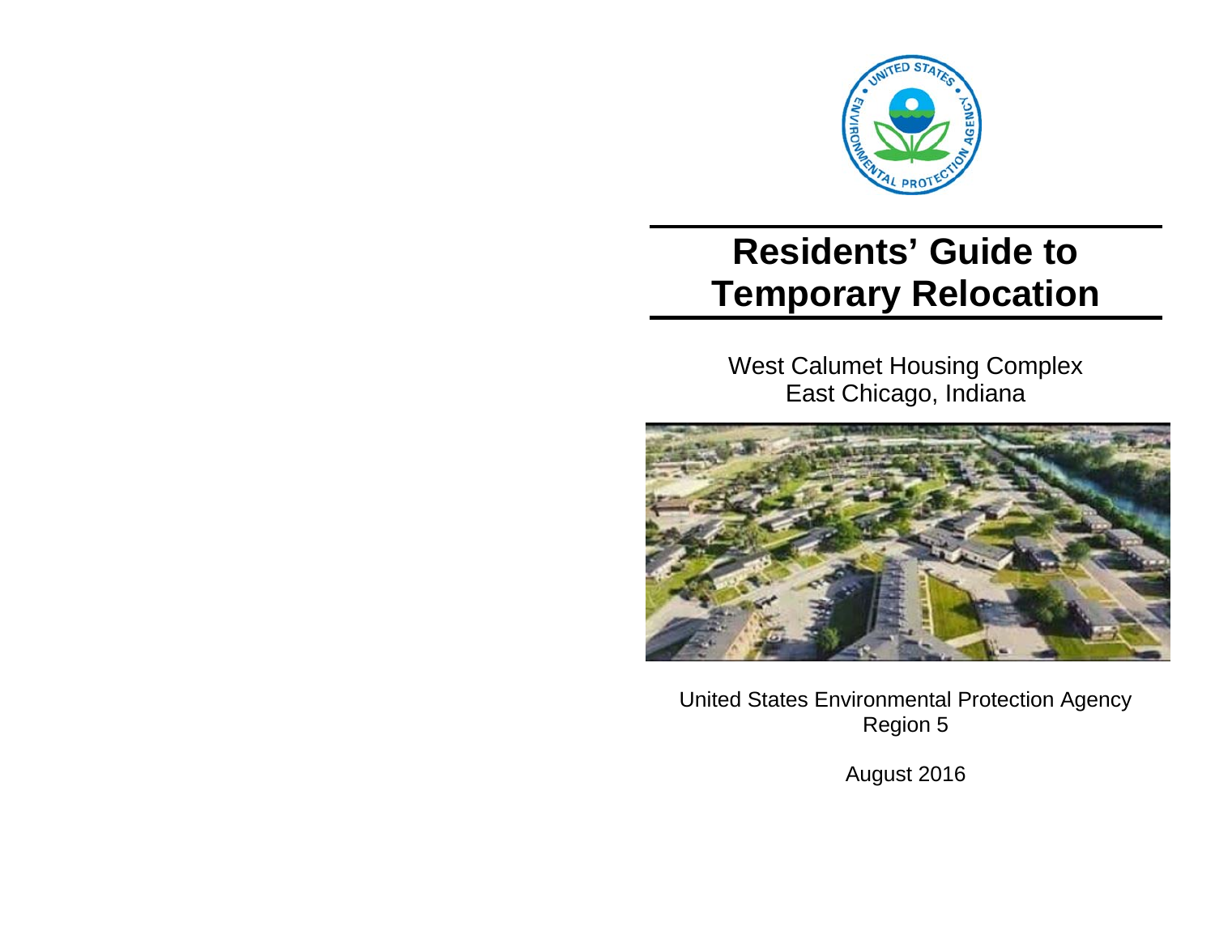# Residents' Guide to Temporary Relocation

West Calumet Housing Complex
East Chicago, Indiana

United States Environmental Protection Agency
Region 5

August 2016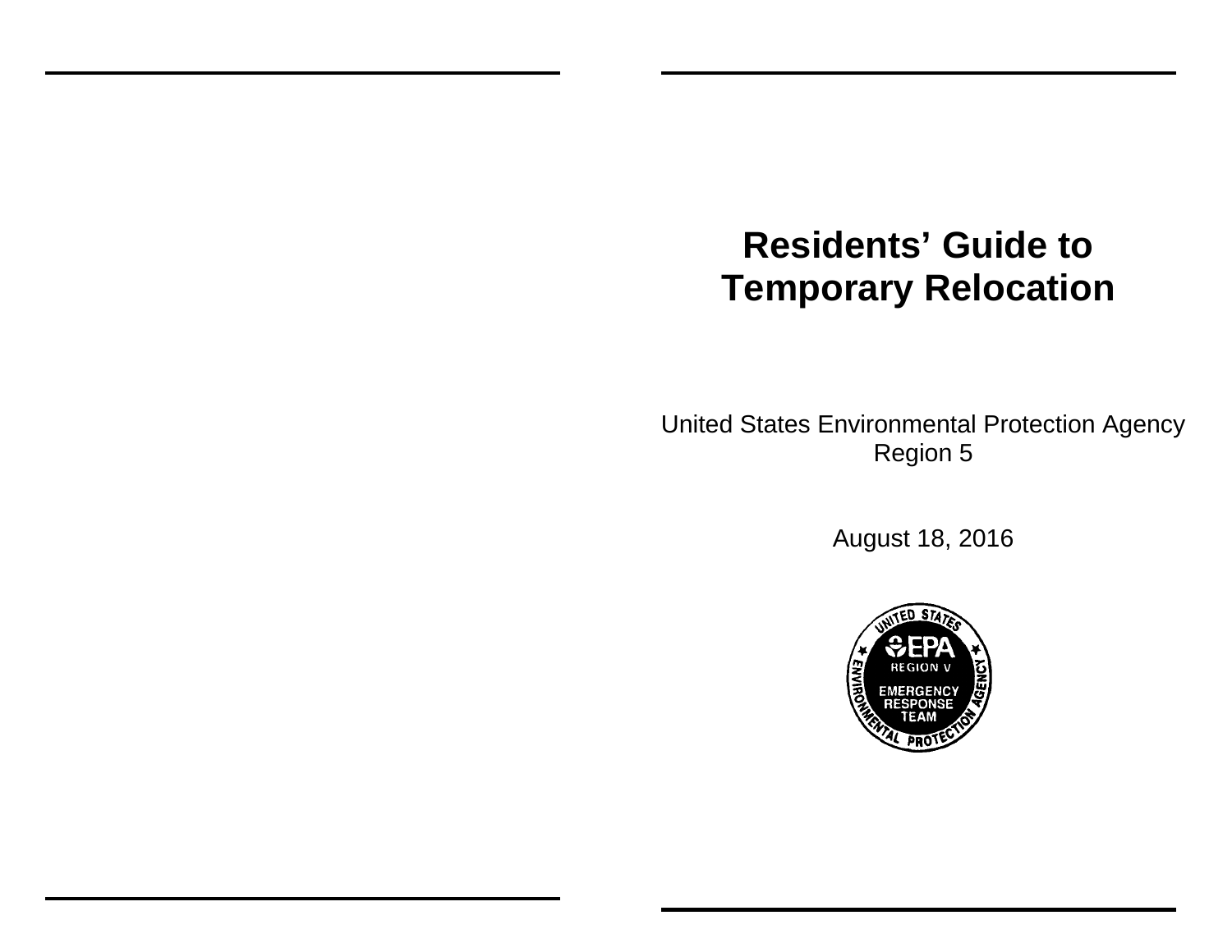# Residents' Guide to Temporary Relocation

United States Environmental Protection Agency
Region 5

August 18, 2016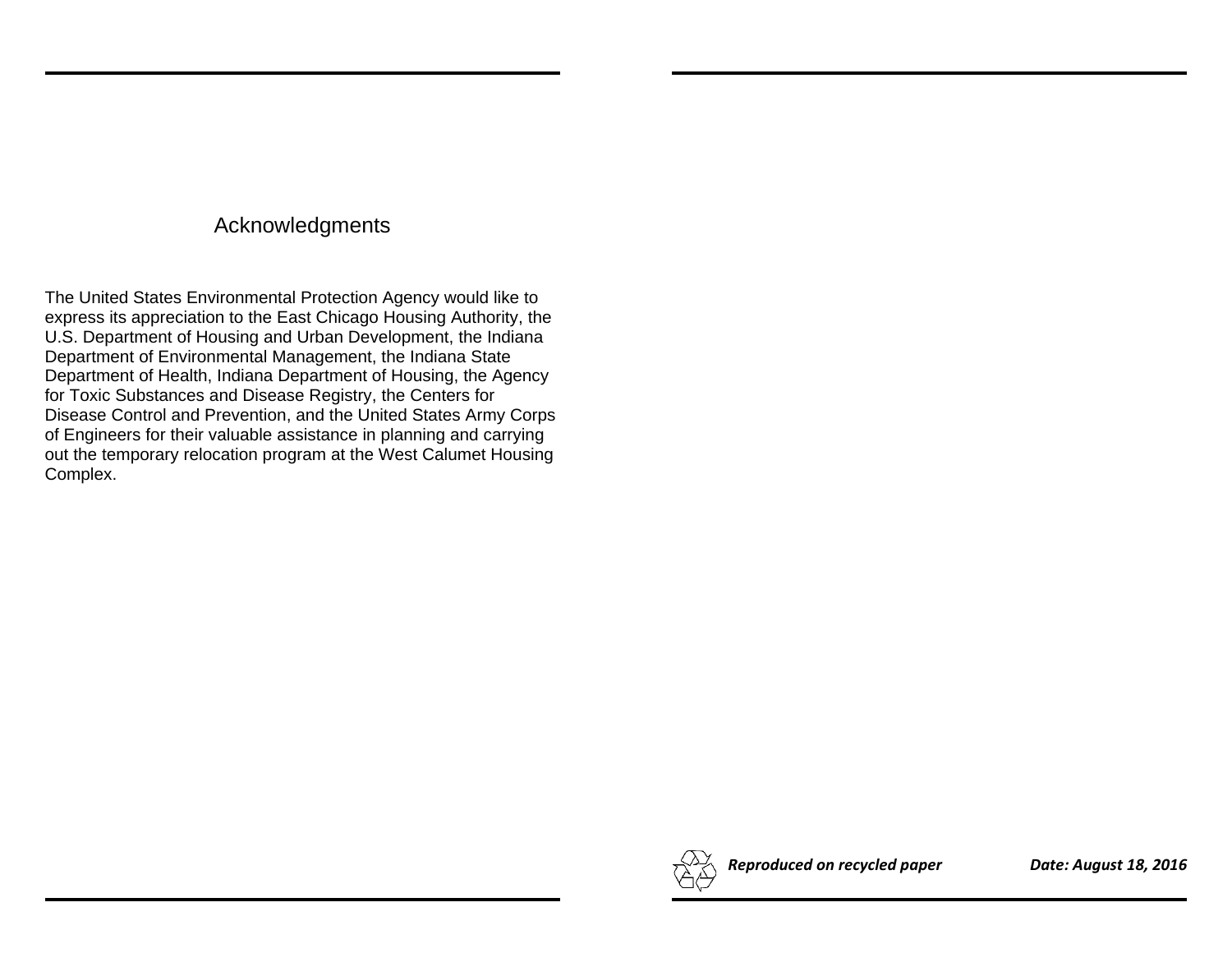# Acknowledgments

The United States Environmental Protection Agency would like to express its appreciation to the East Chicago Housing Authority, the U.S. Department of Housing and Urban Development, the Indiana Department of Environmental Management, the Indiana State Department of Health, Indiana Department of Housing, the Agency for Toxic Substances and Disease Registry, the Centers for Disease Control and Prevention, and the United States Army Corps of Engineers for their valuable assistance in planning and carrying out the temporary relocation program at the West Calumet Housing Complex.

***Reproduced on recycled paper*** ***Date: August 18, 2016***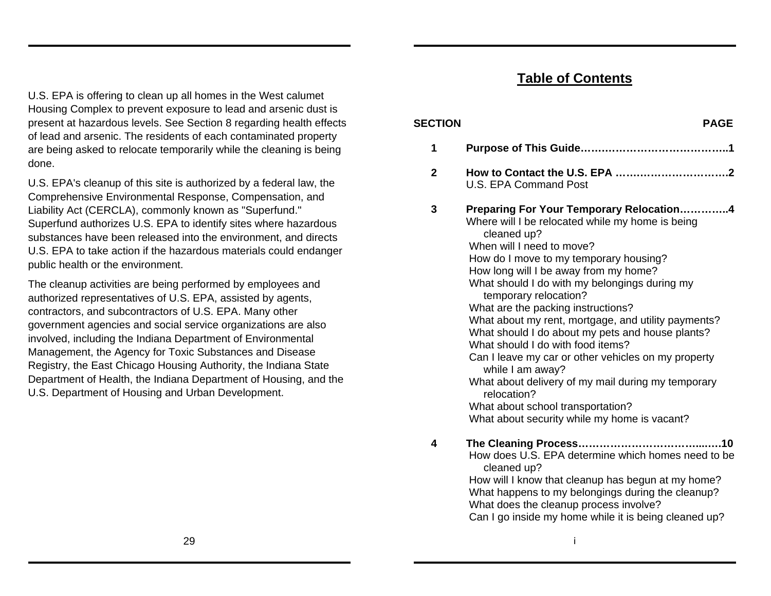U.S. EPA is offering to clean up all homes in the West calumet Housing Complex to prevent exposure to lead and arsenic dust is present at hazardous levels. See Section 8 regarding health effects of lead and arsenic. The residents of each contaminated property are being asked to relocate temporarily while the cleaning is being done.

U.S. EPA's cleanup of this site is authorized by a federal law, the Comprehensive Environmental Response, Compensation, and Liability Act (CERCLA), commonly known as "Superfund." Superfund authorizes U.S. EPA to identify sites where hazardous substances have been released into the environment, and directs U.S. EPA to take action if the hazardous materials could endanger public health or the environment.

The cleanup activities are being performed by employees and authorized representatives of U.S. EPA, assisted by agents, contractors, and subcontractors of U.S. EPA. Many other government agencies and social service organizations are also involved, including the Indiana Department of Environmental Management, the Agency for Toxic Substances and Disease Registry, the East Chicago Housing Authority, the Indiana State Department of Health, the Indiana Department of Housing, and the U.S. Department of Housing and Urban Development.

## Table of Contents

**SECTION** **PAGE**

**1 Purpose of This Guide……………………………………..1**

**2 How to Contact the U.S. EPA ……………………………2**

U.S. EPA Command Post

**3 Preparing For Your Temporary Relocation…………..4**

Where will I be relocated while my home is being cleaned up?
When will I need to move?
How do I move to my temporary housing?
How long will I be away from my home?
What should I do with my belongings during my temporary relocation?
What are the packing instructions?
What about my rent, mortgage, and utility payments?
What should I do about my pets and house plants?
What should I do with food items?
Can I leave my car or other vehicles on my property while I am away?
What about delivery of my mail during my temporary relocation?
What about school transportation?
What about security while my home is vacant?

**4 The Cleaning Process………………………………..…..10**

How does U.S. EPA determine which homes need to be cleaned up?
How will I know that cleanup has begun at my home?
What happens to my belongings during the cleanup?
What does the cleanup process involve?
Can I go inside my home while it is being cleaned up?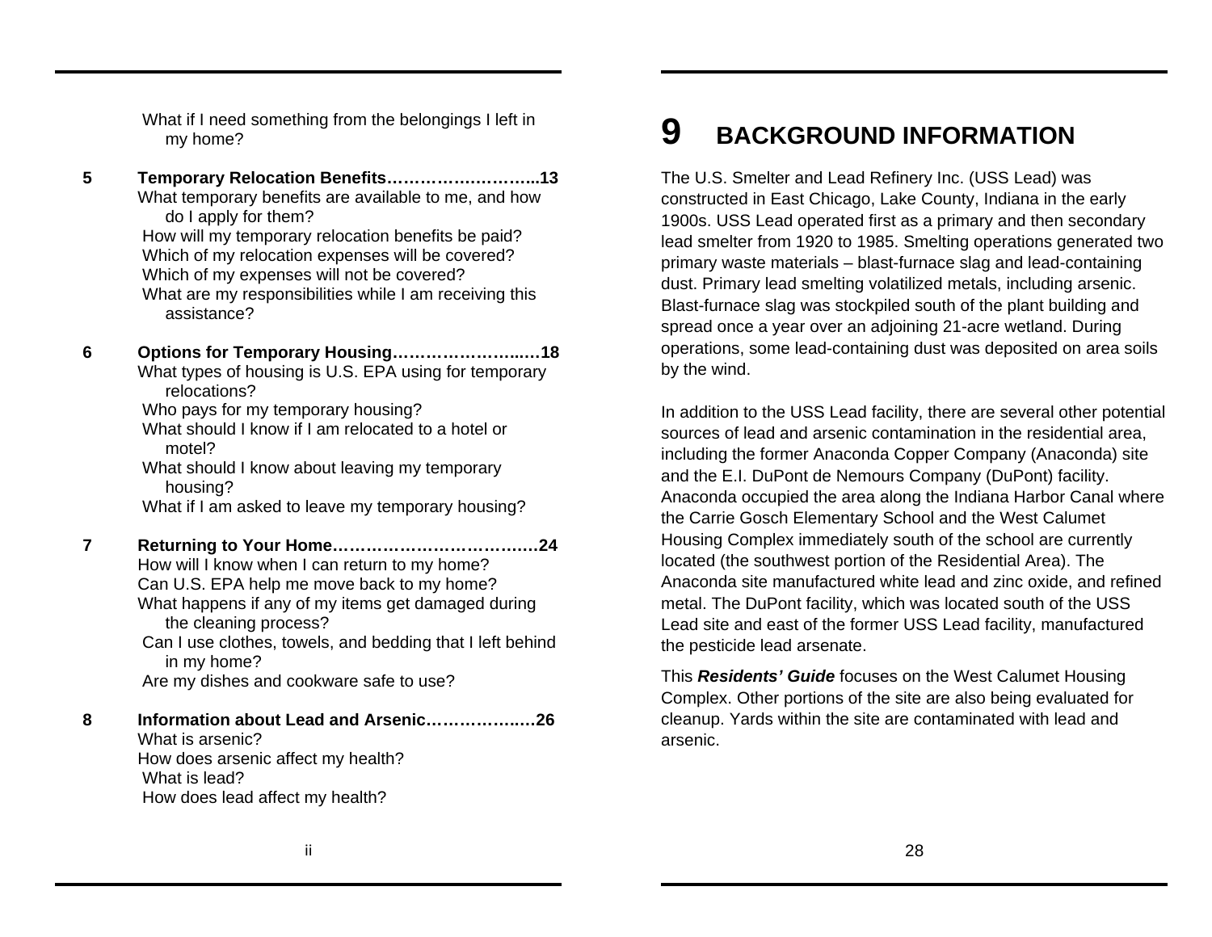What if I need something from the belongings I left in my home?

**5 Temporary Relocation Benefits……………….……….13**

What temporary benefits are available to me, and how do I apply for them?
How will my temporary relocation benefits be paid?
Which of my relocation expenses will be covered?
Which of my expenses will not be covered?
What are my responsibilities while I am receiving this assistance?

**6 Options for Temporary Housing………………….….18**

What types of housing is U.S. EPA using for temporary relocations?
Who pays for my temporary housing?
What should I know if I am relocated to a hotel or motel?
What should I know about leaving my temporary housing?
What if I am asked to leave my temporary housing?

**7 Returning to Your Home…………………………..…24**

How will I know when I can return to my home?
Can U.S. EPA help me move back to my home?
What happens if any of my items get damaged during the cleaning process?
Can I use clothes, towels, and bedding that I left behind in my home?
Are my dishes and cookware safe to use?

**8 Information about Lead and Arsenic…………….…26**

What is arsenic?
How does arsenic affect my health?
What is lead?
How does lead affect my health?

# 9 BACKGROUND INFORMATION

The U.S. Smelter and Lead Refinery Inc. (USS Lead) was constructed in East Chicago, Lake County, Indiana in the early 1900s. USS Lead operated first as a primary and then secondary lead smelter from 1920 to 1985. Smelting operations generated two primary waste materials – blast-furnace slag and lead-containing dust. Primary lead smelting volatilized metals, including arsenic. Blast-furnace slag was stockpiled south of the plant building and spread once a year over an adjoining 21-acre wetland. During operations, some lead-containing dust was deposited on area soils by the wind.

In addition to the USS Lead facility, there are several other potential sources of lead and arsenic contamination in the residential area, including the former Anaconda Copper Company (Anaconda) site and the E.I. DuPont de Nemours Company (DuPont) facility. Anaconda occupied the area along the Indiana Harbor Canal where the Carrie Gosch Elementary School and the West Calumet Housing Complex immediately south of the school are currently located (the southwest portion of the Residential Area). The Anaconda site manufactured white lead and zinc oxide, and refined metal. The DuPont facility, which was located south of the USS Lead site and east of the former USS Lead facility, manufactured the pesticide lead arsenate.

This ***Residents' Guide*** focuses on the West Calumet Housing Complex. Other portions of the site are also being evaluated for cleanup. Yards within the site are contaminated with lead and arsenic.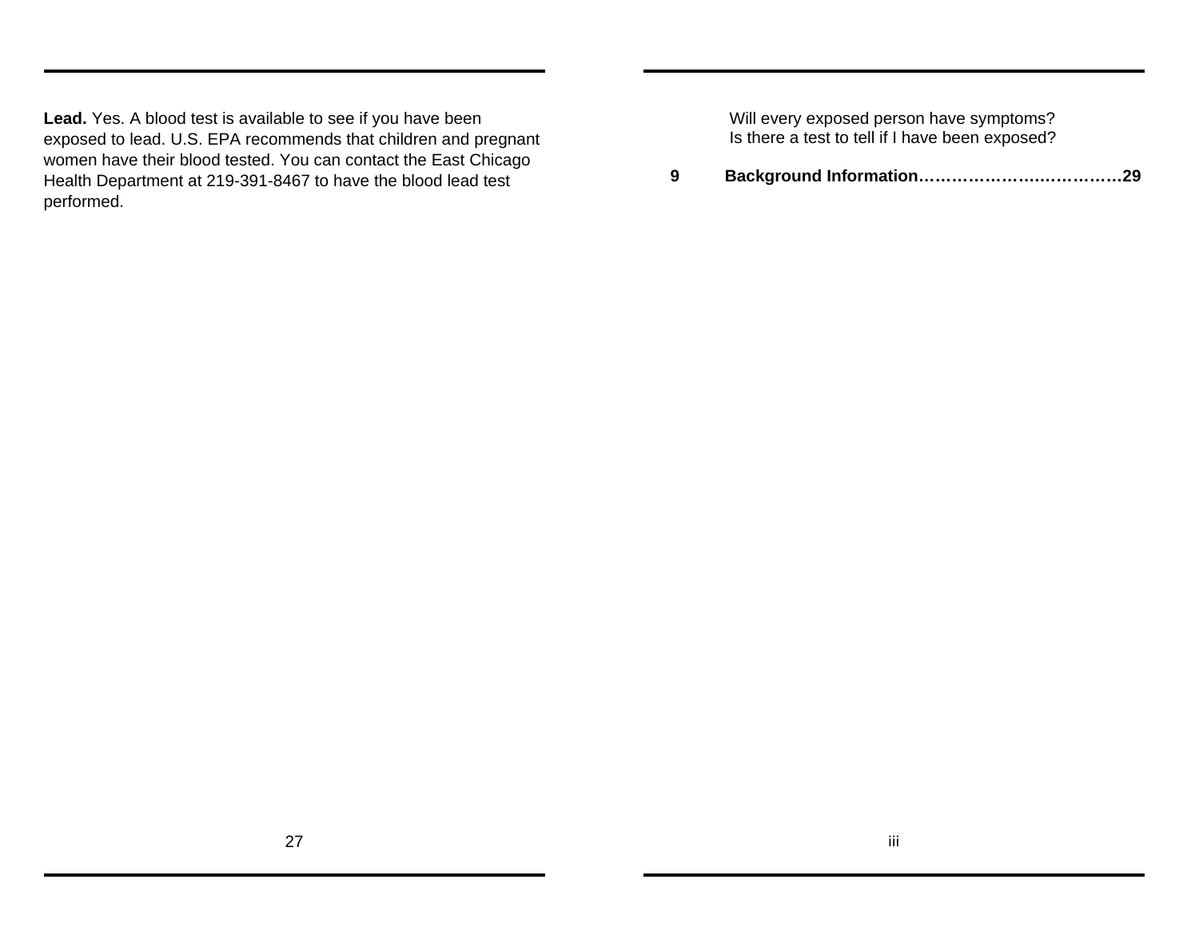**Lead.** Yes. A blood test is available to see if you have been exposed to lead. U.S. EPA recommends that children and pregnant women have their blood tested. You can contact the East Chicago Health Department at 219-391-8467 to have the blood lead test performed.

Will every exposed person have symptoms?
Is there a test to tell if I have been exposed?

**9 Background Information……………………………….29**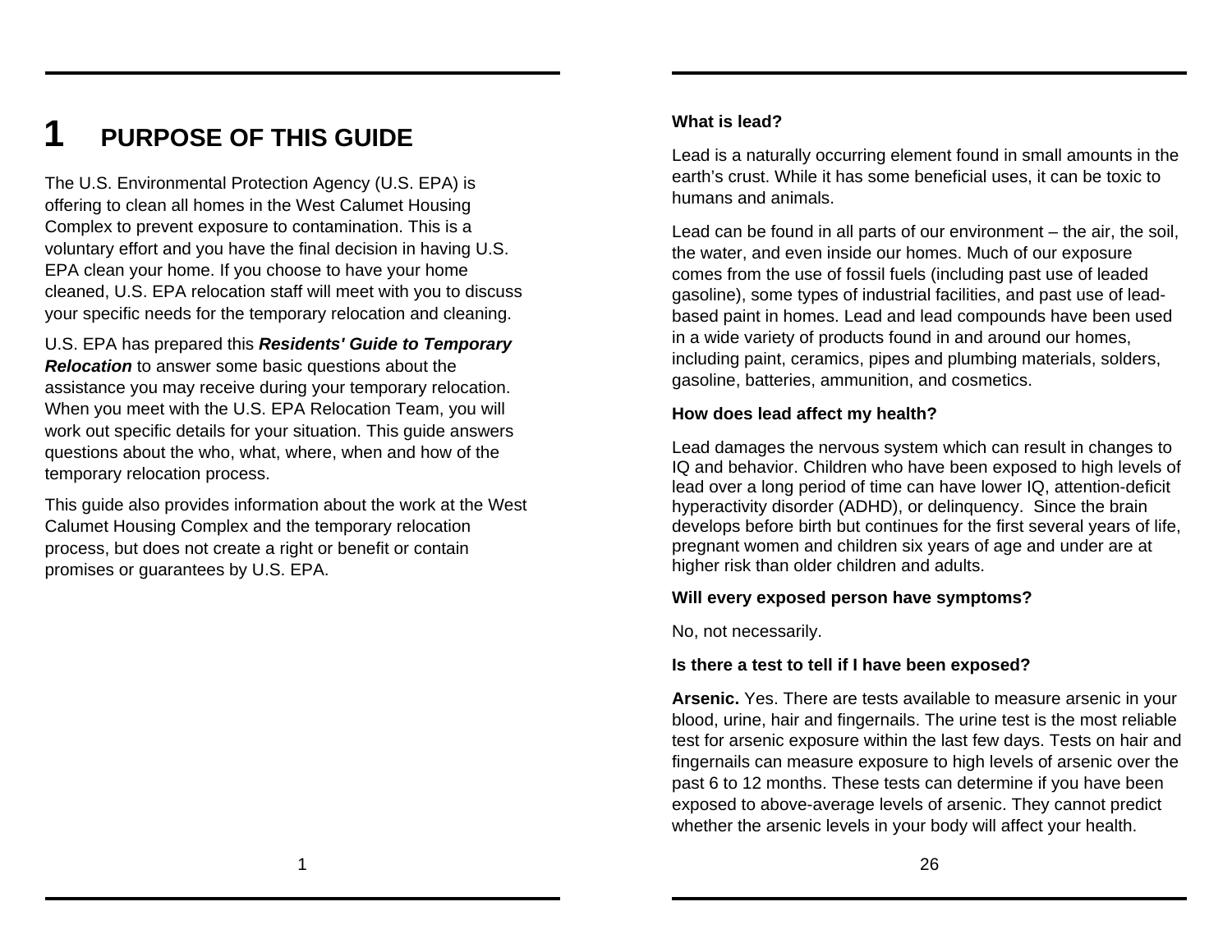# 1 PURPOSE OF THIS GUIDE

The U.S. Environmental Protection Agency (U.S. EPA) is offering to clean all homes in the West Calumet Housing Complex to prevent exposure to contamination. This is a voluntary effort and you have the final decision in having U.S. EPA clean your home. If you choose to have your home cleaned, U.S. EPA relocation staff will meet with you to discuss your specific needs for the temporary relocation and cleaning.

U.S. EPA has prepared this ***Residents' Guide to Temporary Relocation*** to answer some basic questions about the assistance you may receive during your temporary relocation. When you meet with the U.S. EPA Relocation Team, you will work out specific details for your situation. This guide answers questions about the who, what, where, when and how of the temporary relocation process.

This guide also provides information about the work at the West Calumet Housing Complex and the temporary relocation process, but does not create a right or benefit or contain promises or guarantees by U.S. EPA.

**What is lead?**

Lead is a naturally occurring element found in small amounts in the earth's crust. While it has some beneficial uses, it can be toxic to humans and animals.

Lead can be found in all parts of our environment – the air, the soil, the water, and even inside our homes. Much of our exposure comes from the use of fossil fuels (including past use of leaded gasoline), some types of industrial facilities, and past use of lead-based paint in homes. Lead and lead compounds have been used in a wide variety of products found in and around our homes, including paint, ceramics, pipes and plumbing materials, solders, gasoline, batteries, ammunition, and cosmetics.

**How does lead affect my health?**

Lead damages the nervous system which can result in changes to IQ and behavior. Children who have been exposed to high levels of lead over a long period of time can have lower IQ, attention-deficit hyperactivity disorder (ADHD), or delinquency. Since the brain develops before birth but continues for the first several years of life, pregnant women and children six years of age and under are at higher risk than older children and adults.

**Will every exposed person have symptoms?**

No, not necessarily.

**Is there a test to tell if I have been exposed?**

**Arsenic.** Yes. There are tests available to measure arsenic in your blood, urine, hair and fingernails. The urine test is the most reliable test for arsenic exposure within the last few days. Tests on hair and fingernails can measure exposure to high levels of arsenic over the past 6 to 12 months. These tests can determine if you have been exposed to above-average levels of arsenic. They cannot predict whether the arsenic levels in your body will affect your health.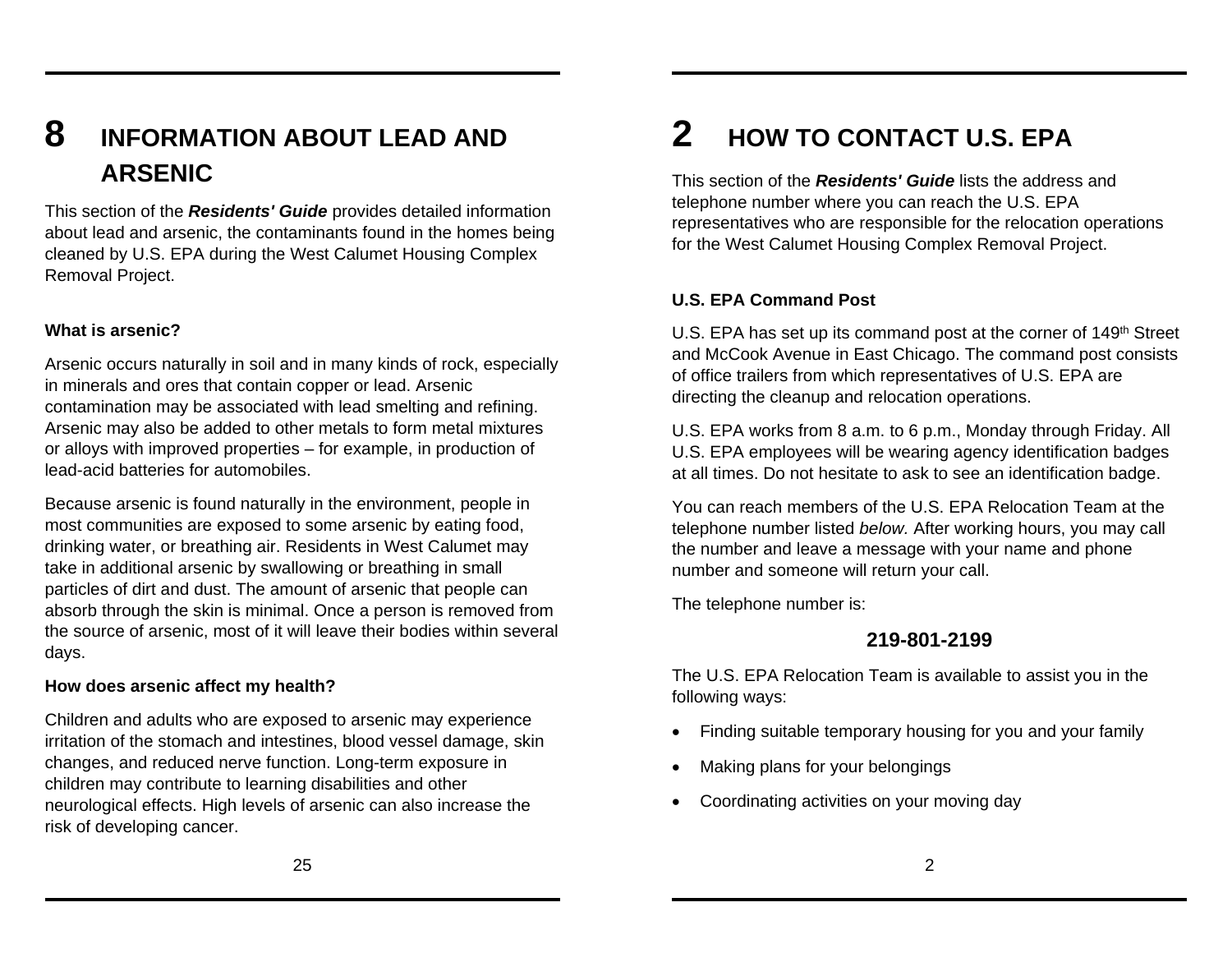# 8 INFORMATION ABOUT LEAD AND ARSENIC

This section of the ***Residents' Guide*** provides detailed information about lead and arsenic, the contaminants found in the homes being cleaned by U.S. EPA during the West Calumet Housing Complex Removal Project.

**What is arsenic?**

Arsenic occurs naturally in soil and in many kinds of rock, especially in minerals and ores that contain copper or lead. Arsenic contamination may be associated with lead smelting and refining. Arsenic may also be added to other metals to form metal mixtures or alloys with improved properties – for example, in production of lead-acid batteries for automobiles.

Because arsenic is found naturally in the environment, people in most communities are exposed to some arsenic by eating food, drinking water, or breathing air. Residents in West Calumet may take in additional arsenic by swallowing or breathing in small particles of dirt and dust. The amount of arsenic that people can absorb through the skin is minimal. Once a person is removed from the source of arsenic, most of it will leave their bodies within several days.

**How does arsenic affect my health?**

Children and adults who are exposed to arsenic may experience irritation of the stomach and intestines, blood vessel damage, skin changes, and reduced nerve function. Long-term exposure in children may contribute to learning disabilities and other neurological effects. High levels of arsenic can also increase the risk of developing cancer.

# 2 HOW TO CONTACT U.S. EPA

This section of the ***Residents' Guide*** lists the address and telephone number where you can reach the U.S. EPA representatives who are responsible for the relocation operations for the West Calumet Housing Complex Removal Project.

**U.S. EPA Command Post**

U.S. EPA has set up its command post at the corner of 149th Street and McCook Avenue in East Chicago. The command post consists of office trailers from which representatives of U.S. EPA are directing the cleanup and relocation operations.

U.S. EPA works from 8 a.m. to 6 p.m., Monday through Friday. All U.S. EPA employees will be wearing agency identification badges at all times. Do not hesitate to ask to see an identification badge.

You can reach members of the U.S. EPA Relocation Team at the telephone number listed *below.* After working hours, you may call the number and leave a message with your name and phone number and someone will return your call.

The telephone number is:

**219-801-2199**

The U.S. EPA Relocation Team is available to assist you in the following ways:

- Finding suitable temporary housing for you and your family
- Making plans for your belongings
- Coordinating activities on your moving day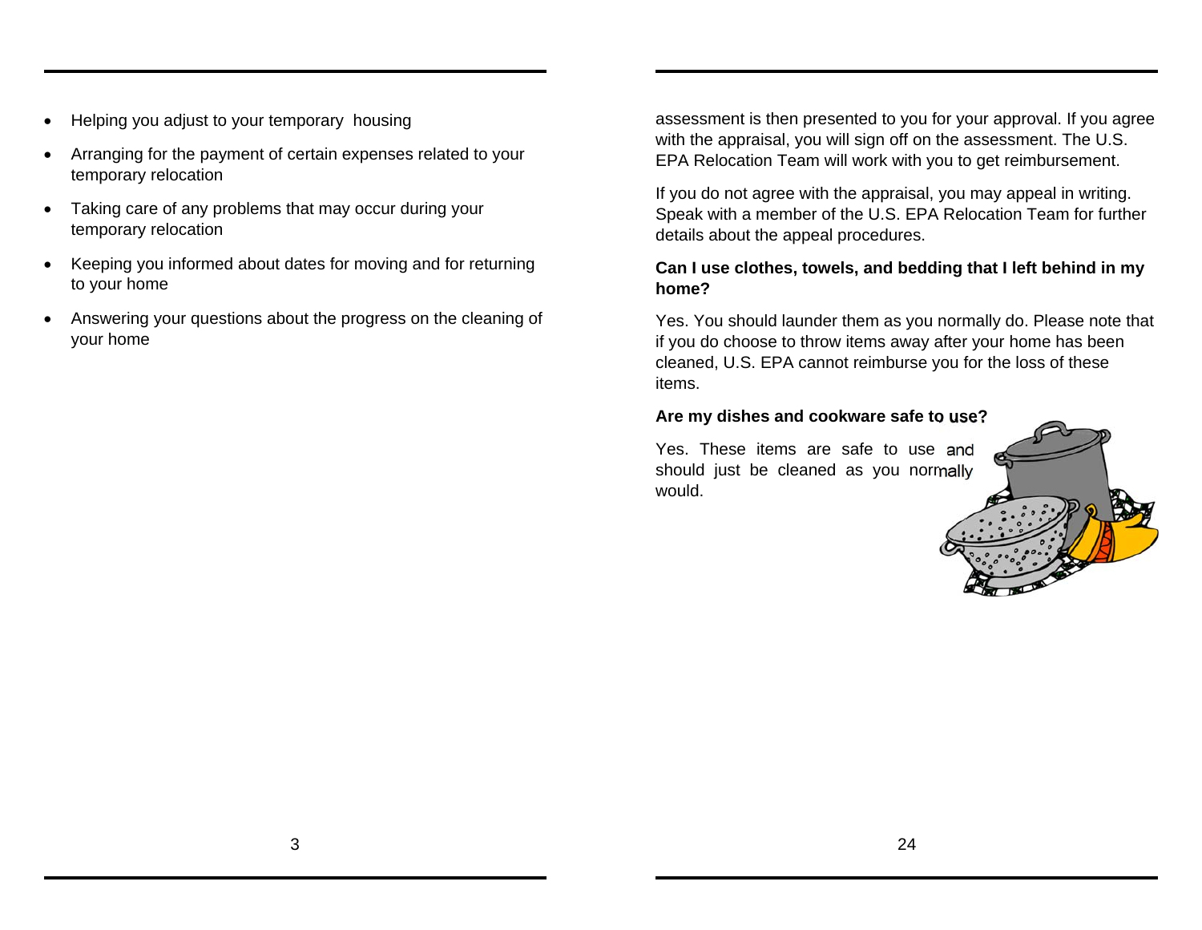- Helping you adjust to your temporary housing
- Arranging for the payment of certain expenses related to your temporary relocation
- Taking care of any problems that may occur during your temporary relocation
- Keeping you informed about dates for moving and for returning to your home
- Answering your questions about the progress on the cleaning of your home

assessment is then presented to you for your approval. If you agree with the appraisal, you will sign off on the assessment. The U.S. EPA Relocation Team will work with you to get reimbursement.

If you do not agree with the appraisal, you may appeal in writing. Speak with a member of the U.S. EPA Relocation Team for further details about the appeal procedures.

**Can I use clothes, towels, and bedding that I left behind in my home?**

Yes. You should launder them as you normally do. Please note that if you do choose to throw items away after your home has been cleaned, U.S. EPA cannot reimburse you for the loss of these items.

**Are my dishes and cookware safe to use?**

Yes. These items are safe to use and should just be cleaned as you normally would.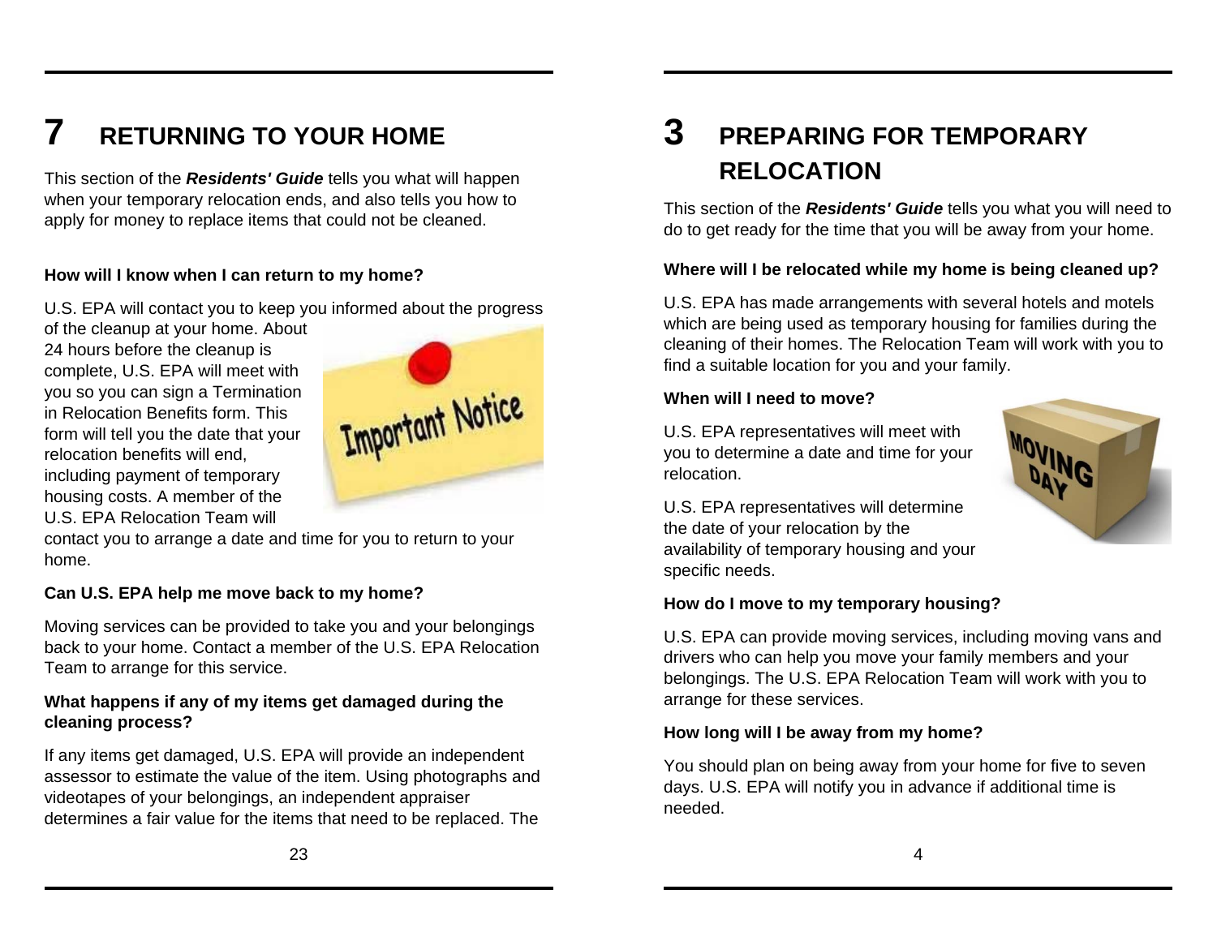# 7 RETURNING TO YOUR HOME

This section of the ***Residents' Guide*** tells you what will happen when your temporary relocation ends, and also tells you how to apply for money to replace items that could not be cleaned.

**How will I know when I can return to my home?**

U.S. EPA will contact you to keep you informed about the progress of the cleanup at your home. About 24 hours before the cleanup is complete, U.S. EPA will meet with you so you can sign a Termination in Relocation Benefits form. This form will tell you the date that your relocation benefits will end, including payment of temporary housing costs. A member of the U.S. EPA Relocation Team will contact you to arrange a date and time for you to return to your home.

**Can U.S. EPA help me move back to my home?**

Moving services can be provided to take you and your belongings back to your home. Contact a member of the U.S. EPA Relocation Team to arrange for this service.

**What happens if any of my items get damaged during the cleaning process?**

If any items get damaged, U.S. EPA will provide an independent assessor to estimate the value of the item. Using photographs and videotapes of your belongings, an independent appraiser determines a fair value for the items that need to be replaced. The

# 3 PREPARING FOR TEMPORARY RELOCATION

This section of the ***Residents' Guide*** tells you what you will need to do to get ready for the time that you will be away from your home.

**Where will I be relocated while my home is being cleaned up?**

U.S. EPA has made arrangements with several hotels and motels which are being used as temporary housing for families during the cleaning of their homes. The Relocation Team will work with you to find a suitable location for you and your family.

**When will I need to move?**

U.S. EPA representatives will meet with you to determine a date and time for your relocation.

U.S. EPA representatives will determine the date of your relocation by the availability of temporary housing and your specific needs.

**How do I move to my temporary housing?**

U.S. EPA can provide moving services, including moving vans and drivers who can help you move your family members and your belongings. The U.S. EPA Relocation Team will work with you to arrange for these services.

**How long will I be away from my home?**

You should plan on being away from your home for five to seven days. U.S. EPA will notify you in advance if additional time is needed.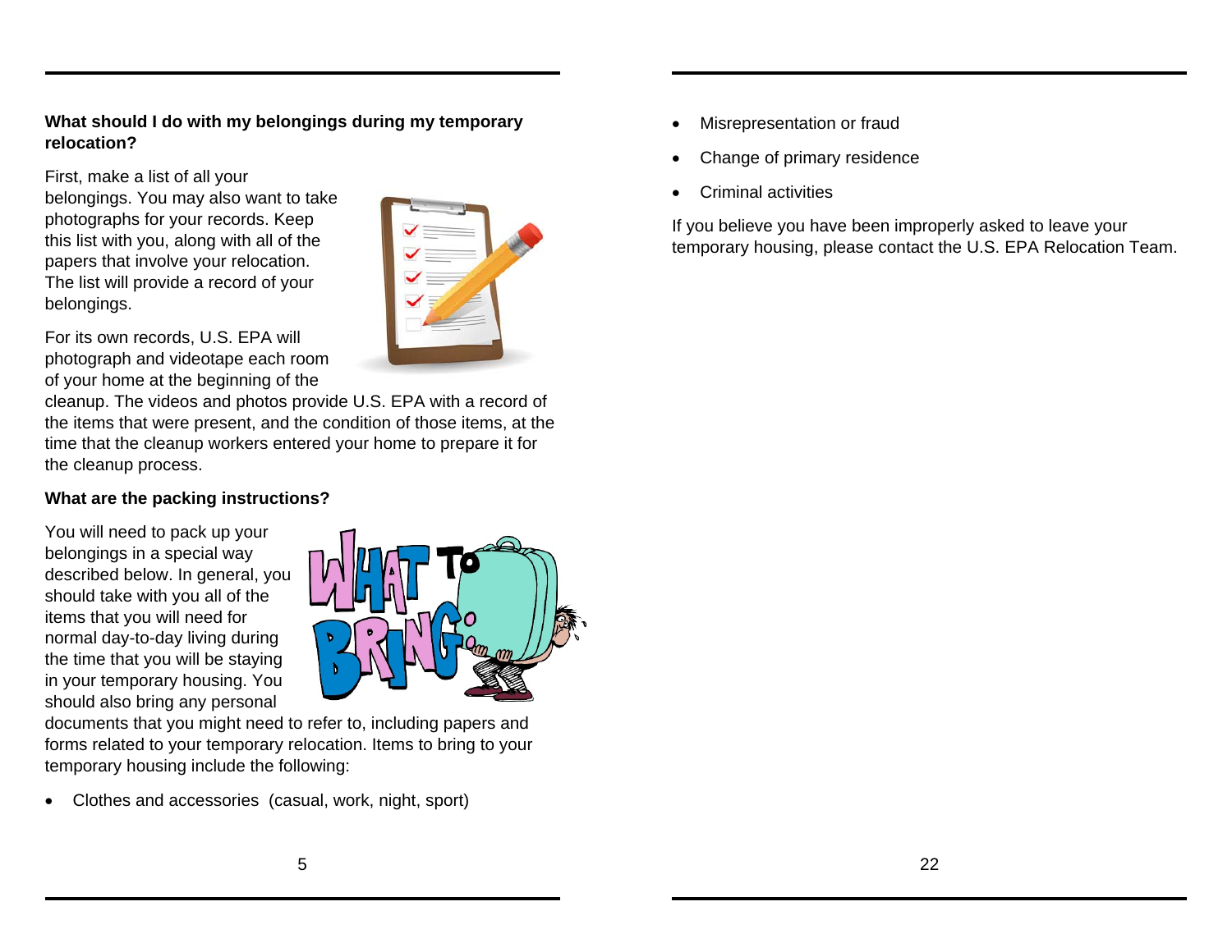**What should I do with my belongings during my temporary relocation?**

First, make a list of all your belongings. You may also want to take photographs for your records. Keep this list with you, along with all of the papers that involve your relocation. The list will provide a record of your belongings.

For its own records, U.S. EPA will photograph and videotape each room of your home at the beginning of the cleanup. The videos and photos provide U.S. EPA with a record of the items that were present, and the condition of those items, at the time that the cleanup workers entered your home to prepare it for the cleanup process.

**What are the packing instructions?**

You will need to pack up your belongings in a special way described below. In general, you should take with you all of the items that you will need for normal day-to-day living during the time that you will be staying in your temporary housing. You should also bring any personal documents that you might need to refer to, including papers and forms related to your temporary relocation. Items to bring to your temporary housing include the following:

- Clothes and accessories (casual, work, night, sport)

- Misrepresentation or fraud
- Change of primary residence
- Criminal activities

If you believe you have been improperly asked to leave your temporary housing, please contact the U.S. EPA Relocation Team.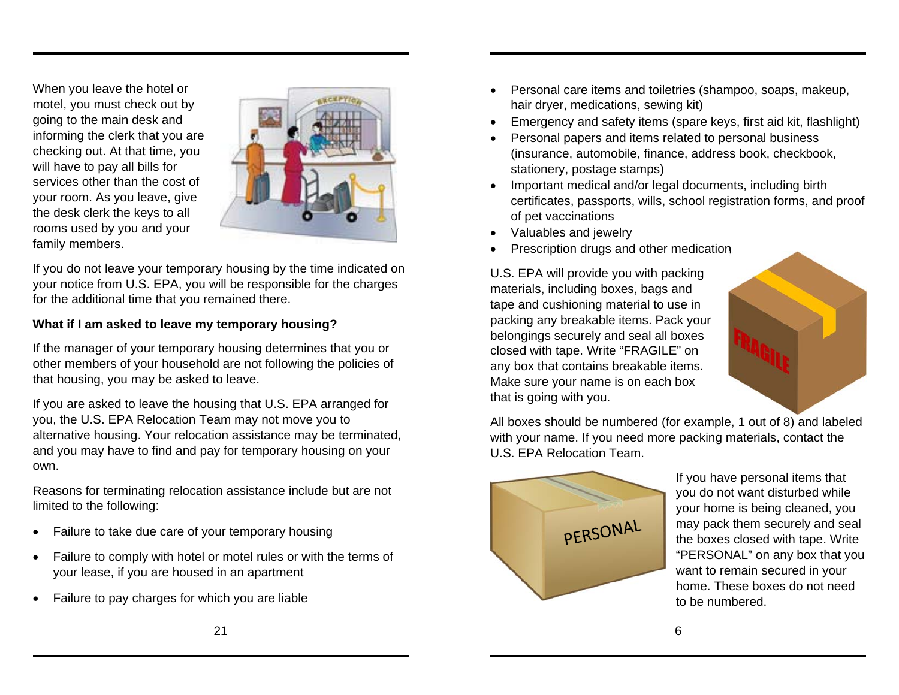When you leave the hotel or motel, you must check out by going to the main desk and informing the clerk that you are checking out. At that time, you will have to pay all bills for services other than the cost of your room. As you leave, give the desk clerk the keys to all rooms used by you and your family members.

If you do not leave your temporary housing by the time indicated on your notice from U.S. EPA, you will be responsible for the charges for the additional time that you remained there.

**What if I am asked to leave my temporary housing?**

If the manager of your temporary housing determines that you or other members of your household are not following the policies of that housing, you may be asked to leave.

If you are asked to leave the housing that U.S. EPA arranged for you, the U.S. EPA Relocation Team may not move you to alternative housing. Your relocation assistance may be terminated, and you may have to find and pay for temporary housing on your own.

Reasons for terminating relocation assistance include but are not limited to the following:

- Failure to take due care of your temporary housing
- Failure to comply with hotel or motel rules or with the terms of your lease, if you are housed in an apartment
- Failure to pay charges for which you are liable

- Personal care items and toiletries (shampoo, soaps, makeup, hair dryer, medications, sewing kit)
- Emergency and safety items (spare keys, first aid kit, flashlight)
- Personal papers and items related to personal business (insurance, automobile, finance, address book, checkbook, stationery, postage stamps)
- Important medical and/or legal documents, including birth certificates, passports, wills, school registration forms, and proof of pet vaccinations
- Valuables and jewelry
- Prescription drugs and other medication

U.S. EPA will provide you with packing materials, including boxes, bags and tape and cushioning material to use in packing any breakable items. Pack your belongings securely and seal all boxes closed with tape. Write "FRAGILE" on any box that contains breakable items. Make sure your name is on each box that is going with you.

All boxes should be numbered (for example, 1 out of 8) and labeled with your name. If you need more packing materials, contact the U.S. EPA Relocation Team.

If you have personal items that you do not want disturbed while your home is being cleaned, you may pack them securely and seal the boxes closed with tape. Write "PERSONAL" on any box that you want to remain secured in your home. These boxes do not need to be numbered.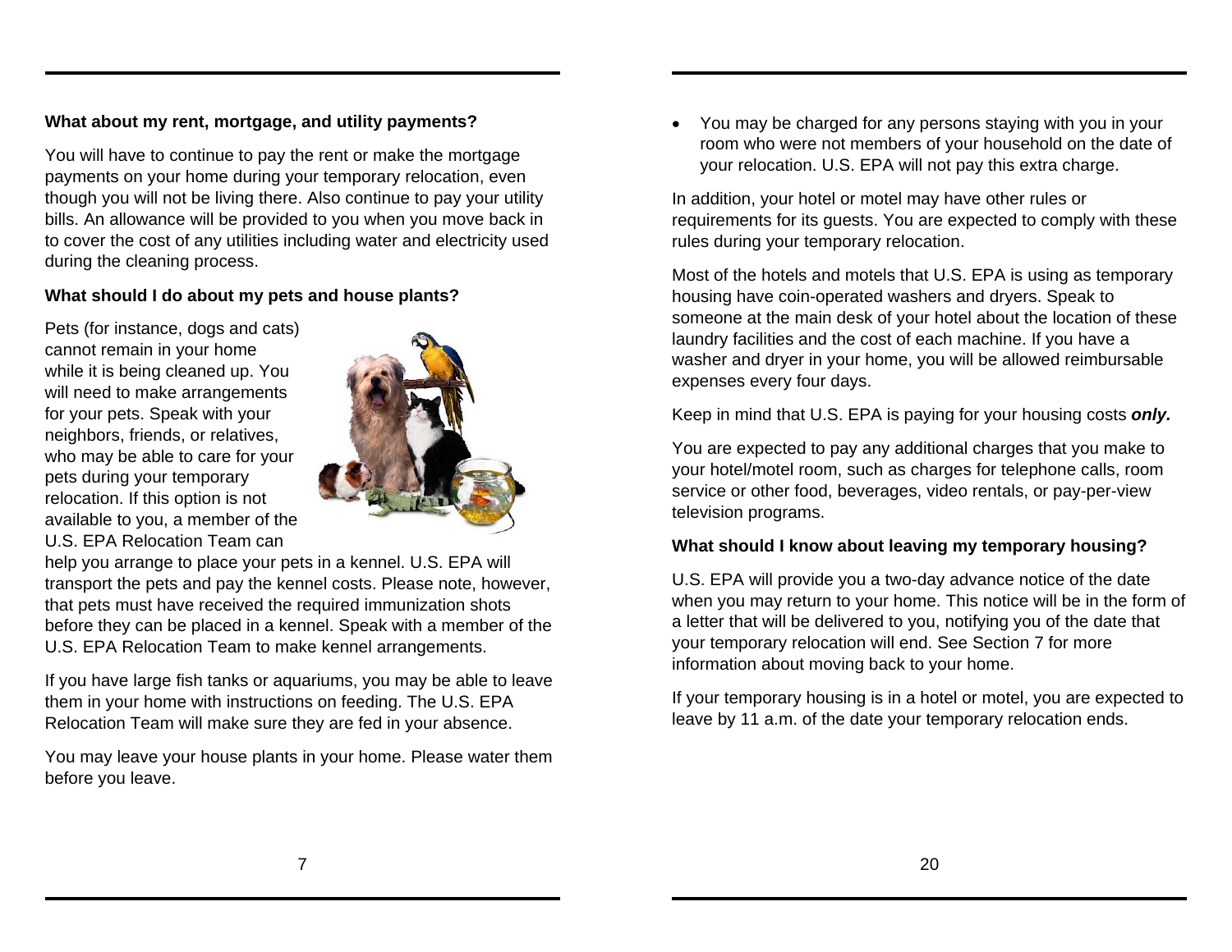### What about my rent, mortgage, and utility payments?

You will have to continue to pay the rent or make the mortgage payments on your home during your temporary relocation, even though you will not be living there. Also continue to pay your utility bills. An allowance will be provided to you when you move back in to cover the cost of any utilities including water and electricity used during the cleaning process.

### What should I do about my pets and house plants?

Pets (for instance, dogs and cats) cannot remain in your home while it is being cleaned up. You will need to make arrangements for your pets. Speak with your neighbors, friends, or relatives, who may be able to care for your pets during your temporary relocation. If this option is not available to you, a member of the U.S. EPA Relocation Team can help you arrange to place your pets in a kennel. U.S. EPA will transport the pets and pay the kennel costs. Please note, however, that pets must have received the required immunization shots before they can be placed in a kennel. Speak with a member of the U.S. EPA Relocation Team to make kennel arrangements.

If you have large fish tanks or aquariums, you may be able to leave them in your home with instructions on feeding. The U.S. EPA Relocation Team will make sure they are fed in your absence.

You may leave your house plants in your home. Please water them before you leave.

- You may be charged for any persons staying with you in your room who were not members of your household on the date of your relocation. U.S. EPA will not pay this extra charge.

In addition, your hotel or motel may have other rules or requirements for its guests. You are expected to comply with these rules during your temporary relocation.

Most of the hotels and motels that U.S. EPA is using as temporary housing have coin-operated washers and dryers. Speak to someone at the main desk of your hotel about the location of these laundry facilities and the cost of each machine. If you have a washer and dryer in your home, you will be allowed reimbursable expenses every four days.

Keep in mind that U.S. EPA is paying for your housing costs ***only.***

You are expected to pay any additional charges that you make to your hotel/motel room, such as charges for telephone calls, room service or other food, beverages, video rentals, or pay-per-view television programs.

### What should I know about leaving my temporary housing?

U.S. EPA will provide you a two-day advance notice of the date when you may return to your home. This notice will be in the form of a letter that will be delivered to you, notifying you of the date that your temporary relocation will end. See Section 7 for more information about moving back to your home.

If your temporary housing is in a hotel or motel, you are expected to leave by 11 a.m. of the date your temporary relocation ends.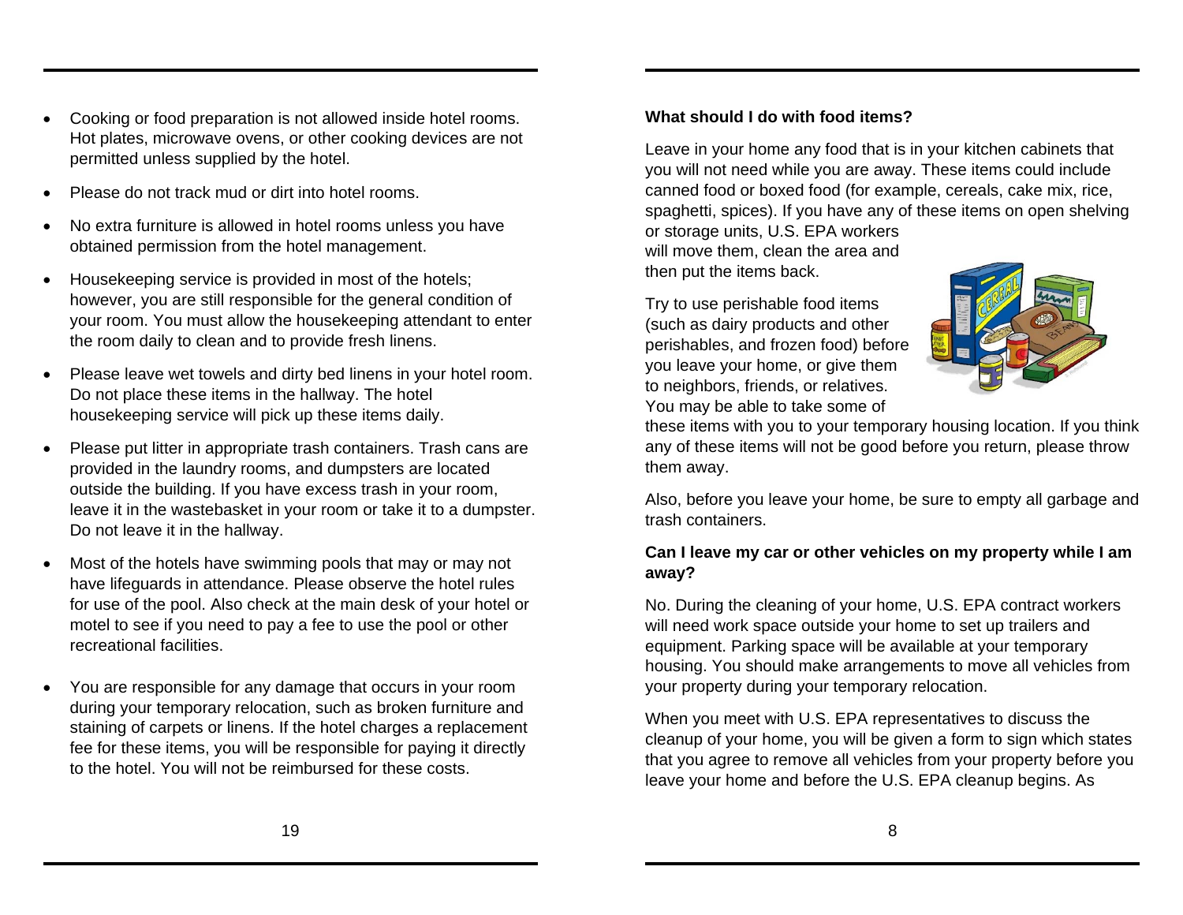- Cooking or food preparation is not allowed inside hotel rooms. Hot plates, microwave ovens, or other cooking devices are not permitted unless supplied by the hotel.
- Please do not track mud or dirt into hotel rooms.
- No extra furniture is allowed in hotel rooms unless you have obtained permission from the hotel management.
- Housekeeping service is provided in most of the hotels; however, you are still responsible for the general condition of your room. You must allow the housekeeping attendant to enter the room daily to clean and to provide fresh linens.
- Please leave wet towels and dirty bed linens in your hotel room. Do not place these items in the hallway. The hotel housekeeping service will pick up these items daily.
- Please put litter in appropriate trash containers. Trash cans are provided in the laundry rooms, and dumpsters are located outside the building. If you have excess trash in your room, leave it in the wastebasket in your room or take it to a dumpster. Do not leave it in the hallway.
- Most of the hotels have swimming pools that may or may not have lifeguards in attendance. Please observe the hotel rules for use of the pool. Also check at the main desk of your hotel or motel to see if you need to pay a fee to use the pool or other recreational facilities.
- You are responsible for any damage that occurs in your room during your temporary relocation, such as broken furniture and staining of carpets or linens. If the hotel charges a replacement fee for these items, you will be responsible for paying it directly to the hotel. You will not be reimbursed for these costs.

**What should I do with food items?**

Leave in your home any food that is in your kitchen cabinets that you will not need while you are away. These items could include canned food or boxed food (for example, cereals, cake mix, rice, spaghetti, spices). If you have any of these items on open shelving or storage units, U.S. EPA workers will move them, clean the area and then put the items back.

Try to use perishable food items (such as dairy products and other perishables, and frozen food) before you leave your home, or give them to neighbors, friends, or relatives. You may be able to take some of these items with you to your temporary housing location. If you think any of these items will not be good before you return, please throw them away.

Also, before you leave your home, be sure to empty all garbage and trash containers.

**Can I leave my car or other vehicles on my property while I am away?**

No. During the cleaning of your home, U.S. EPA contract workers will need work space outside your home to set up trailers and equipment. Parking space will be available at your temporary housing. You should make arrangements to move all vehicles from your property during your temporary relocation.

When you meet with U.S. EPA representatives to discuss the cleanup of your home, you will be given a form to sign which states that you agree to remove all vehicles from your property before you leave your home and before the U.S. EPA cleanup begins. As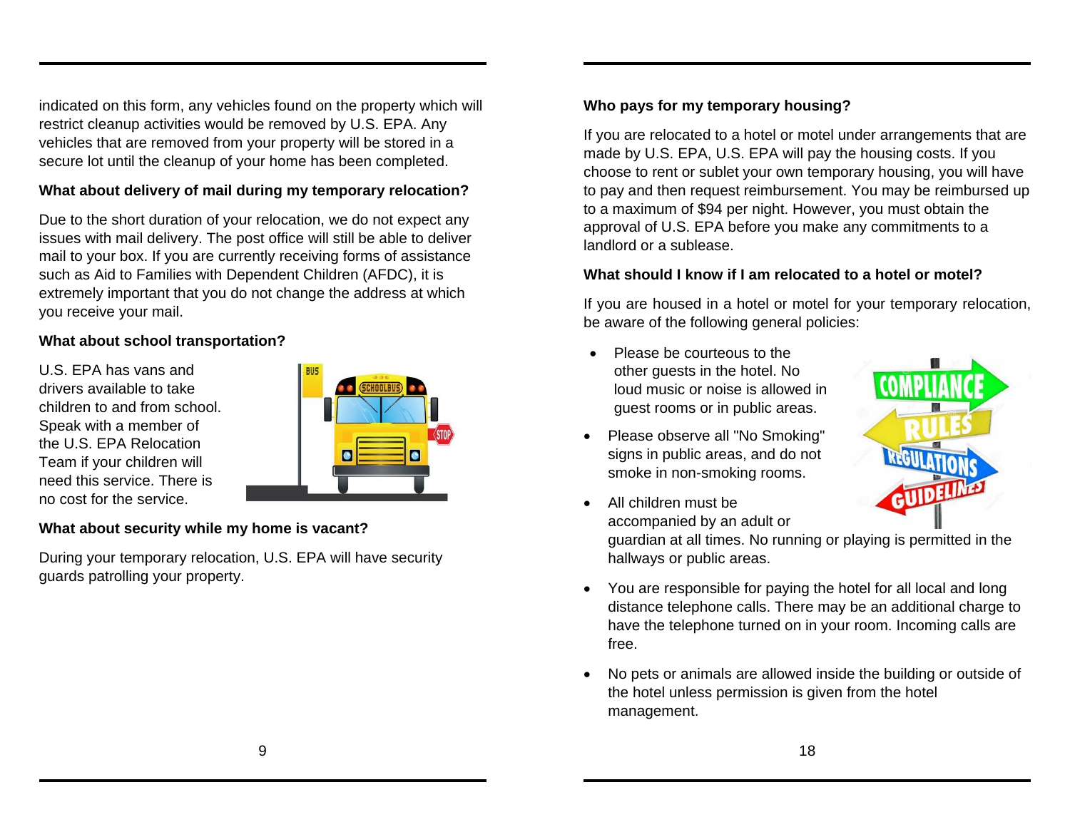indicated on this form, any vehicles found on the property which will restrict cleanup activities would be removed by U.S. EPA. Any vehicles that are removed from your property will be stored in a secure lot until the cleanup of your home has been completed.

**What about delivery of mail during my temporary relocation?**

Due to the short duration of your relocation, we do not expect any issues with mail delivery. The post office will still be able to deliver mail to your box. If you are currently receiving forms of assistance such as Aid to Families with Dependent Children (AFDC), it is extremely important that you do not change the address at which you receive your mail.

**What about school transportation?**

U.S. EPA has vans and drivers available to take children to and from school. Speak with a member of the U.S. EPA Relocation Team if your children will need this service. There is no cost for the service.

**What about security while my home is vacant?**

During your temporary relocation, U.S. EPA will have security guards patrolling your property.

**Who pays for my temporary housing?**

If you are relocated to a hotel or motel under arrangements that are made by U.S. EPA, U.S. EPA will pay the housing costs. If you choose to rent or sublet your own temporary housing, you will have to pay and then request reimbursement. You may be reimbursed up to a maximum of $94 per night. However, you must obtain the approval of U.S. EPA before you make any commitments to a landlord or a sublease.

**What should I know if I am relocated to a hotel or motel?**

If you are housed in a hotel or motel for your temporary relocation, be aware of the following general policies:

- Please be courteous to the other guests in the hotel. No loud music or noise is allowed in guest rooms or in public areas.
- Please observe all "No Smoking" signs in public areas, and do not smoke in non-smoking rooms.
- All children must be accompanied by an adult or guardian at all times. No running or playing is permitted in the hallways or public areas.
- You are responsible for paying the hotel for all local and long distance telephone calls. There may be an additional charge to have the telephone turned on in your room. Incoming calls are free.
- No pets or animals are allowed inside the building or outside of the hotel unless permission is given from the hotel management.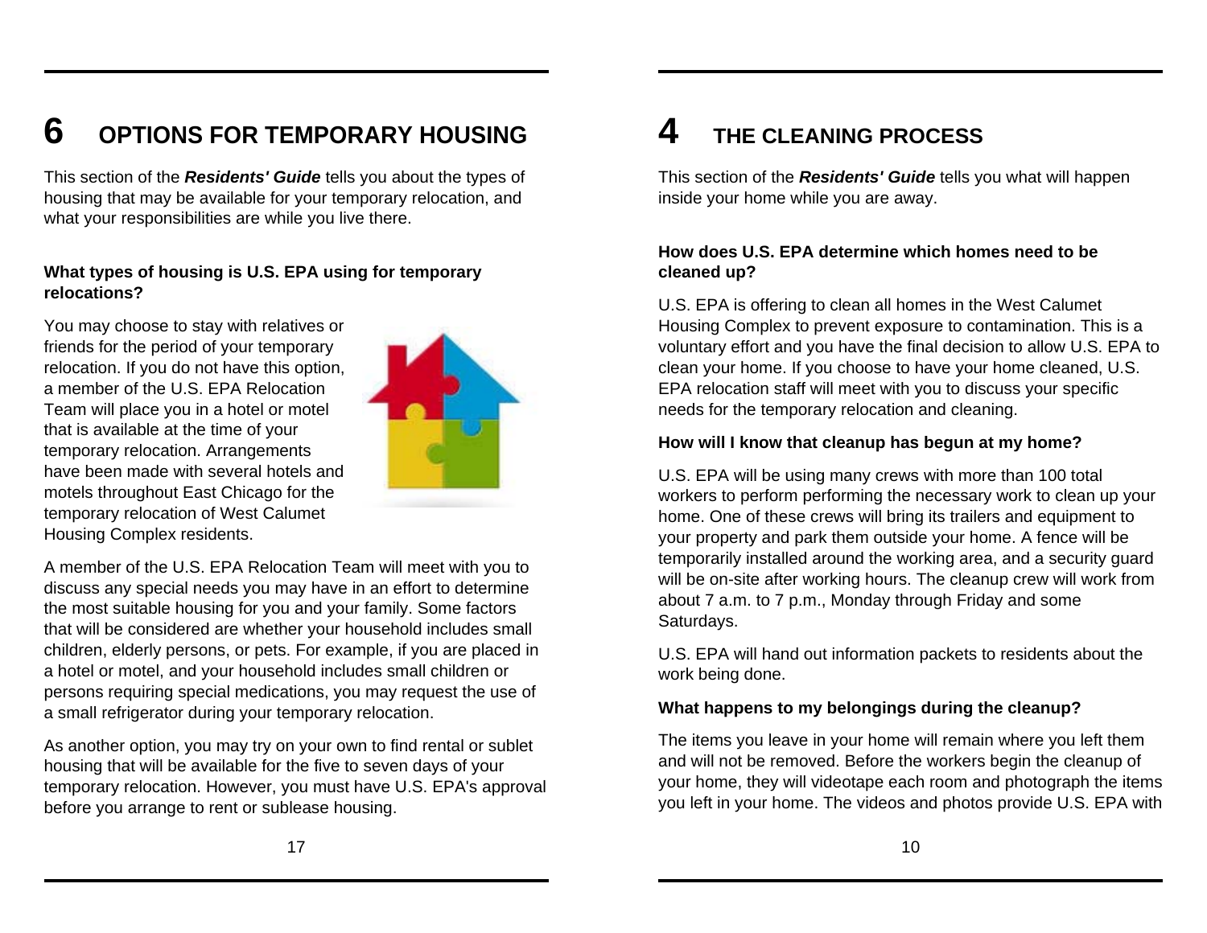# 6 OPTIONS FOR TEMPORARY HOUSING

This section of the ***Residents' Guide*** tells you about the types of housing that may be available for your temporary relocation, and what your responsibilities are while you live there.

**What types of housing is U.S. EPA using for temporary relocations?**

You may choose to stay with relatives or friends for the period of your temporary relocation. If you do not have this option, a member of the U.S. EPA Relocation Team will place you in a hotel or motel that is available at the time of your temporary relocation. Arrangements have been made with several hotels and motels throughout East Chicago for the temporary relocation of West Calumet Housing Complex residents.

A member of the U.S. EPA Relocation Team will meet with you to discuss any special needs you may have in an effort to determine the most suitable housing for you and your family. Some factors that will be considered are whether your household includes small children, elderly persons, or pets. For example, if you are placed in a hotel or motel, and your household includes small children or persons requiring special medications, you may request the use of a small refrigerator during your temporary relocation.

As another option, you may try on your own to find rental or sublet housing that will be available for the five to seven days of your temporary relocation. However, you must have U.S. EPA's approval before you arrange to rent or sublease housing.

# 4 THE CLEANING PROCESS

This section of the ***Residents' Guide*** tells you what will happen inside your home while you are away.

**How does U.S. EPA determine which homes need to be cleaned up?**

U.S. EPA is offering to clean all homes in the West Calumet Housing Complex to prevent exposure to contamination. This is a voluntary effort and you have the final decision to allow U.S. EPA to clean your home. If you choose to have your home cleaned, U.S. EPA relocation staff will meet with you to discuss your specific needs for the temporary relocation and cleaning.

**How will I know that cleanup has begun at my home?**

U.S. EPA will be using many crews with more than 100 total workers to perform performing the necessary work to clean up your home. One of these crews will bring its trailers and equipment to your property and park them outside your home. A fence will be temporarily installed around the working area, and a security guard will be on-site after working hours. The cleanup crew will work from about 7 a.m. to 7 p.m., Monday through Friday and some Saturdays.

U.S. EPA will hand out information packets to residents about the work being done.

**What happens to my belongings during the cleanup?**

The items you leave in your home will remain where you left them and will not be removed. Before the workers begin the cleanup of your home, they will videotape each room and photograph the items you left in your home. The videos and photos provide U.S. EPA with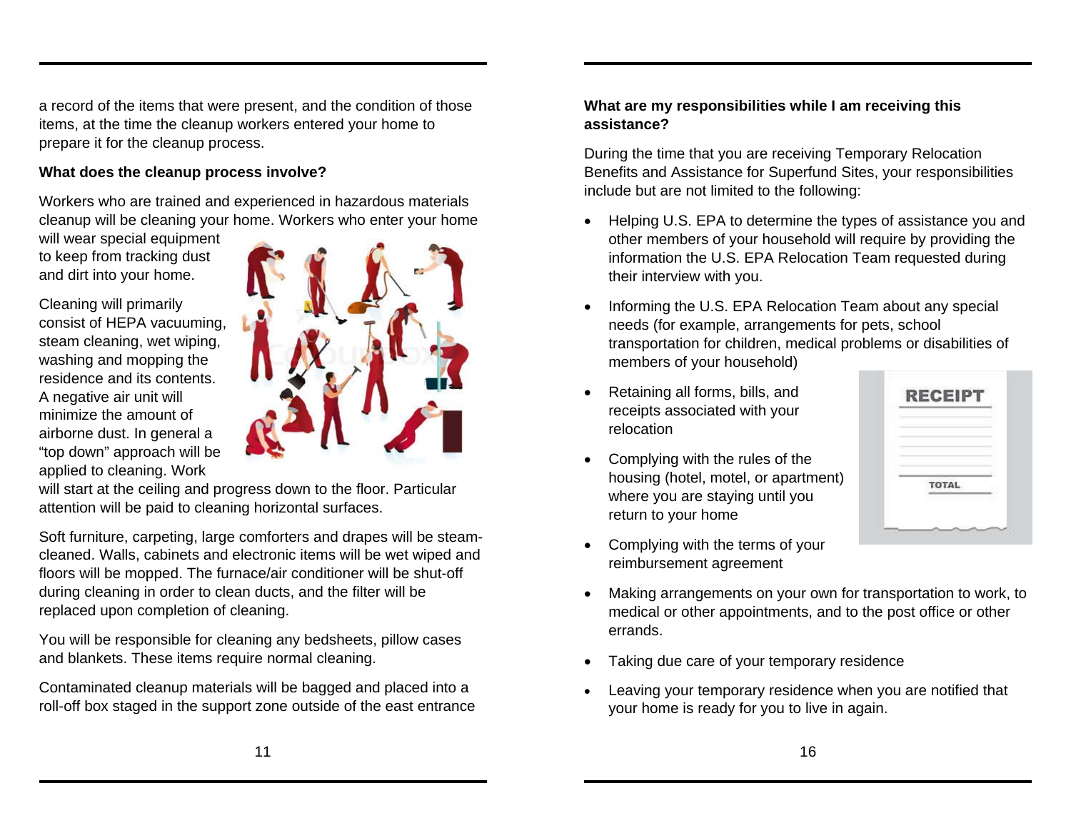a record of the items that were present, and the condition of those items, at the time the cleanup workers entered your home to prepare it for the cleanup process.

**What does the cleanup process involve?**

Workers who are trained and experienced in hazardous materials cleanup will be cleaning your home. Workers who enter your home will wear special equipment to keep from tracking dust and dirt into your home.

Cleaning will primarily consist of HEPA vacuuming, steam cleaning, wet wiping, washing and mopping the residence and its contents. A negative air unit will minimize the amount of airborne dust. In general a "top down" approach will be applied to cleaning. Work will start at the ceiling and progress down to the floor. Particular attention will be paid to cleaning horizontal surfaces.

Soft furniture, carpeting, large comforters and drapes will be steam-cleaned. Walls, cabinets and electronic items will be wet wiped and floors will be mopped. The furnace/air conditioner will be shut-off during cleaning in order to clean ducts, and the filter will be replaced upon completion of cleaning.

You will be responsible for cleaning any bedsheets, pillow cases and blankets. These items require normal cleaning.

Contaminated cleanup materials will be bagged and placed into a roll-off box staged in the support zone outside of the east entrance

**What are my responsibilities while I am receiving this assistance?**

During the time that you are receiving Temporary Relocation Benefits and Assistance for Superfund Sites, your responsibilities include but are not limited to the following:

- Helping U.S. EPA to determine the types of assistance you and other members of your household will require by providing the information the U.S. EPA Relocation Team requested during their interview with you.
- Informing the U.S. EPA Relocation Team about any special needs (for example, arrangements for pets, school transportation for children, medical problems or disabilities of members of your household)
- Retaining all forms, bills, and receipts associated with your relocation
- Complying with the rules of the housing (hotel, motel, or apartment) where you are staying until you return to your home
- Complying with the terms of your reimbursement agreement
- Making arrangements on your own for transportation to work, to medical or other appointments, and to the post office or other errands.
- Taking due care of your temporary residence
- Leaving your temporary residence when you are notified that your home is ready for you to live in again.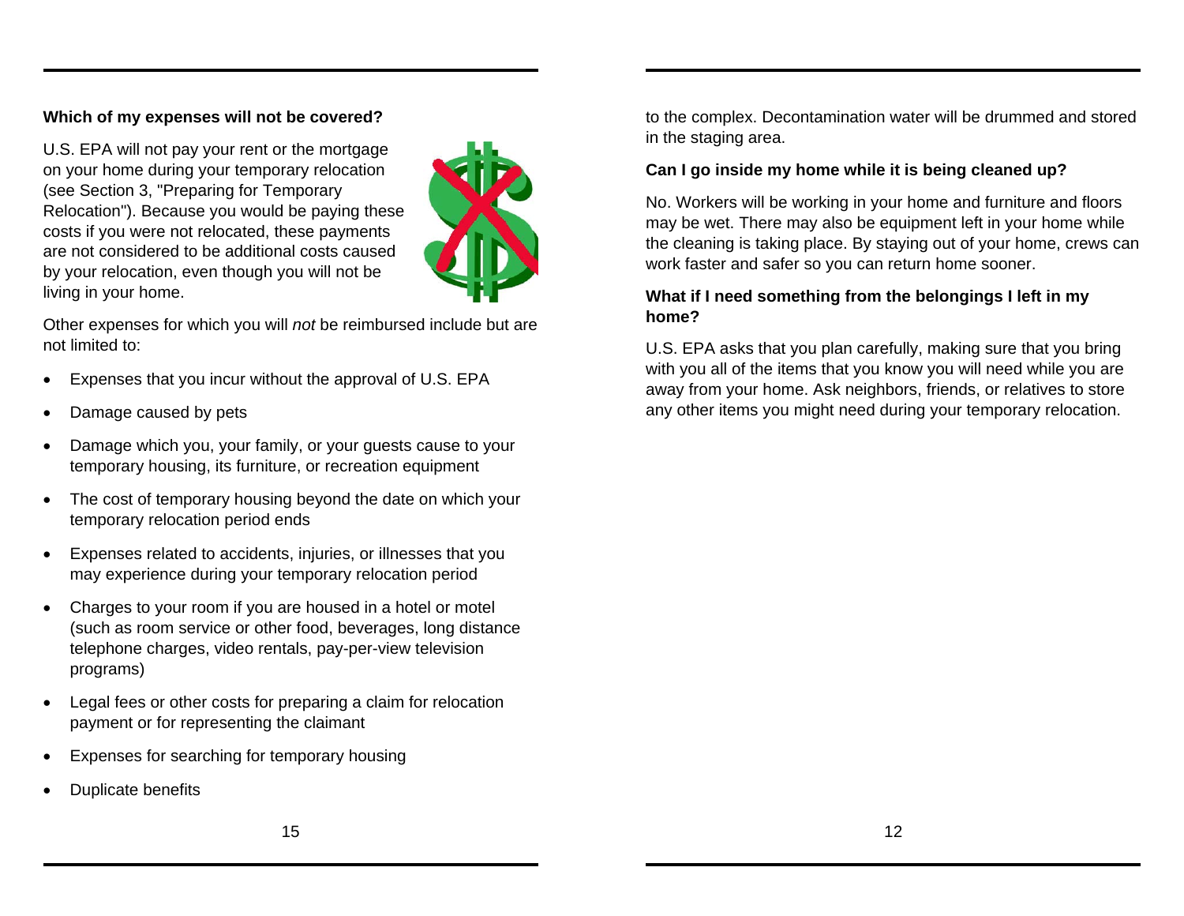**Which of my expenses will not be covered?**

U.S. EPA will not pay your rent or the mortgage on your home during your temporary relocation (see Section 3, "Preparing for Temporary Relocation"). Because you would be paying these costs if you were not relocated, these payments are not considered to be additional costs caused by your relocation, even though you will not be living in your home.

Other expenses for which you will *not* be reimbursed include but are not limited to:

- Expenses that you incur without the approval of U.S. EPA
- Damage caused by pets
- Damage which you, your family, or your guests cause to your temporary housing, its furniture, or recreation equipment
- The cost of temporary housing beyond the date on which your temporary relocation period ends
- Expenses related to accidents, injuries, or illnesses that you may experience during your temporary relocation period
- Charges to your room if you are housed in a hotel or motel (such as room service or other food, beverages, long distance telephone charges, video rentals, pay-per-view television programs)
- Legal fees or other costs for preparing a claim for relocation payment or for representing the claimant
- Expenses for searching for temporary housing
- Duplicate benefits

to the complex. Decontamination water will be drummed and stored in the staging area.

**Can I go inside my home while it is being cleaned up?**

No. Workers will be working in your home and furniture and floors may be wet. There may also be equipment left in your home while the cleaning is taking place. By staying out of your home, crews can work faster and safer so you can return home sooner.

**What if I need something from the belongings I left in my home?**

U.S. EPA asks that you plan carefully, making sure that you bring with you all of the items that you know you will need while you are away from your home. Ask neighbors, friends, or relatives to store any other items you might need during your temporary relocation.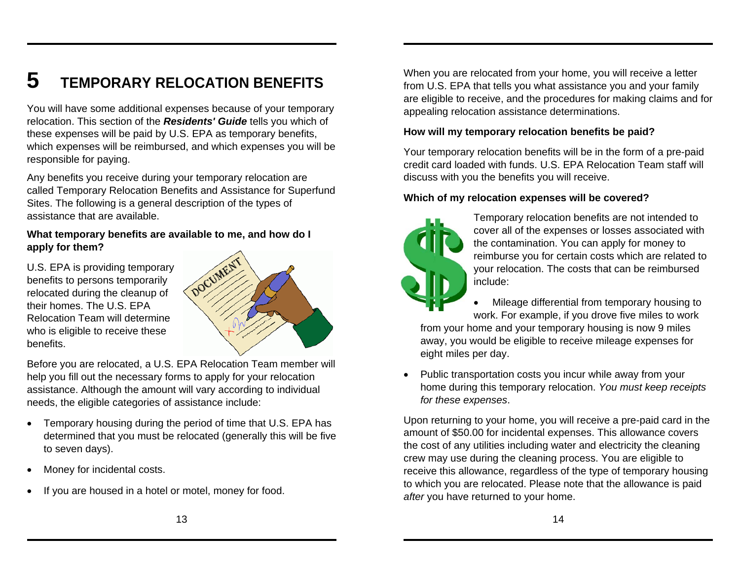# 5 TEMPORARY RELOCATION BENEFITS

You will have some additional expenses because of your temporary relocation. This section of the ***Residents' Guide*** tells you which of these expenses will be paid by U.S. EPA as temporary benefits, which expenses will be reimbursed, and which expenses you will be responsible for paying.

Any benefits you receive during your temporary relocation are called Temporary Relocation Benefits and Assistance for Superfund Sites. The following is a general description of the types of assistance that are available.

**What temporary benefits are available to me, and how do I apply for them?**

U.S. EPA is providing temporary benefits to persons temporarily relocated during the cleanup of their homes. The U.S. EPA Relocation Team will determine who is eligible to receive these benefits.

Before you are relocated, a U.S. EPA Relocation Team member will help you fill out the necessary forms to apply for your relocation assistance. Although the amount will vary according to individual needs, the eligible categories of assistance include:

- Temporary housing during the period of time that U.S. EPA has determined that you must be relocated (generally this will be five to seven days).
- Money for incidental costs.
- If you are housed in a hotel or motel, money for food.

When you are relocated from your home, you will receive a letter from U.S. EPA that tells you what assistance you and your family are eligible to receive, and the procedures for making claims and for appealing relocation assistance determinations.

**How will my temporary relocation benefits be paid?**

Your temporary relocation benefits will be in the form of a pre-paid credit card loaded with funds. U.S. EPA Relocation Team staff will discuss with you the benefits you will receive.

**Which of my relocation expenses will be covered?**

Temporary relocation benefits are not intended to cover all of the expenses or losses associated with the contamination. You can apply for money to reimburse you for certain costs which are related to your relocation. The costs that can be reimbursed include:

- Mileage differential from temporary housing to work. For example, if you drove five miles to work from your home and your temporary housing is now 9 miles away, you would be eligible to receive mileage expenses for eight miles per day.
- Public transportation costs you incur while away from your home during this temporary relocation. *You must keep receipts for these expenses*.

Upon returning to your home, you will receive a pre-paid card in the amount of $50.00 for incidental expenses. This allowance covers the cost of any utilities including water and electricity the cleaning crew may use during the cleaning process. You are eligible to receive this allowance, regardless of the type of temporary housing to which you are relocated. Please note that the allowance is paid *after* you have returned to your home.